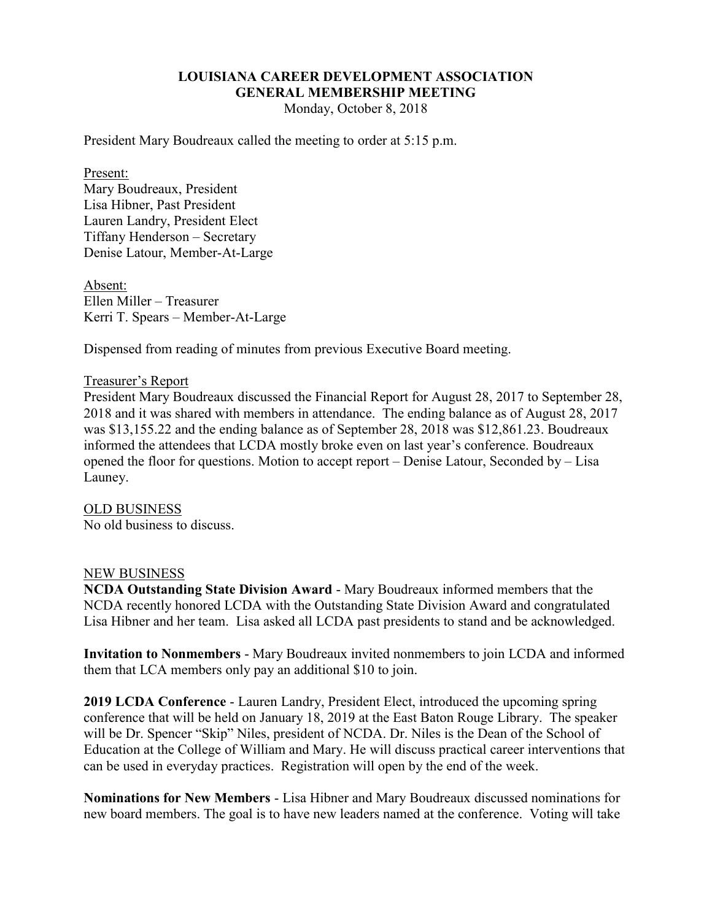# LOUISIANA CAREER DEVELOPMENT ASSOCIATION
## GENERAL MEMBERSHIP MEETING

Monday, October 8, 2018

President Mary Boudreaux called the meeting to order at 5:15 p.m.

Present:
Mary Boudreaux, President
Lisa Hibner, Past President
Lauren Landry, President Elect
Tiffany Henderson – Secretary
Denise Latour, Member-At-Large

Absent:
Ellen Miller – Treasurer
Kerri T. Spears – Member-At-Large

Dispensed from reading of minutes from previous Executive Board meeting.

Treasurer's Report
President Mary Boudreaux discussed the Financial Report for August 28, 2017 to September 28, 2018 and it was shared with members in attendance. The ending balance as of August 28, 2017 was $13,155.22 and the ending balance as of September 28, 2018 was $12,861.23. Boudreaux informed the attendees that LCDA mostly broke even on last year's conference. Boudreaux opened the floor for questions. Motion to accept report – Denise Latour, Seconded by – Lisa Launey.

OLD BUSINESS
No old business to discuss.

NEW BUSINESS
**NCDA Outstanding State Division Award** - Mary Boudreaux informed members that the NCDA recently honored LCDA with the Outstanding State Division Award and congratulated Lisa Hibner and her team. Lisa asked all LCDA past presidents to stand and be acknowledged.

**Invitation to Nonmembers** - Mary Boudreaux invited nonmembers to join LCDA and informed them that LCA members only pay an additional $10 to join.

**2019 LCDA Conference** - Lauren Landry, President Elect, introduced the upcoming spring conference that will be held on January 18, 2019 at the East Baton Rouge Library. The speaker will be Dr. Spencer "Skip" Niles, president of NCDA. Dr. Niles is the Dean of the School of Education at the College of William and Mary. He will discuss practical career interventions that can be used in everyday practices. Registration will open by the end of the week.

**Nominations for New Members** - Lisa Hibner and Mary Boudreaux discussed nominations for new board members. The goal is to have new leaders named at the conference. Voting will take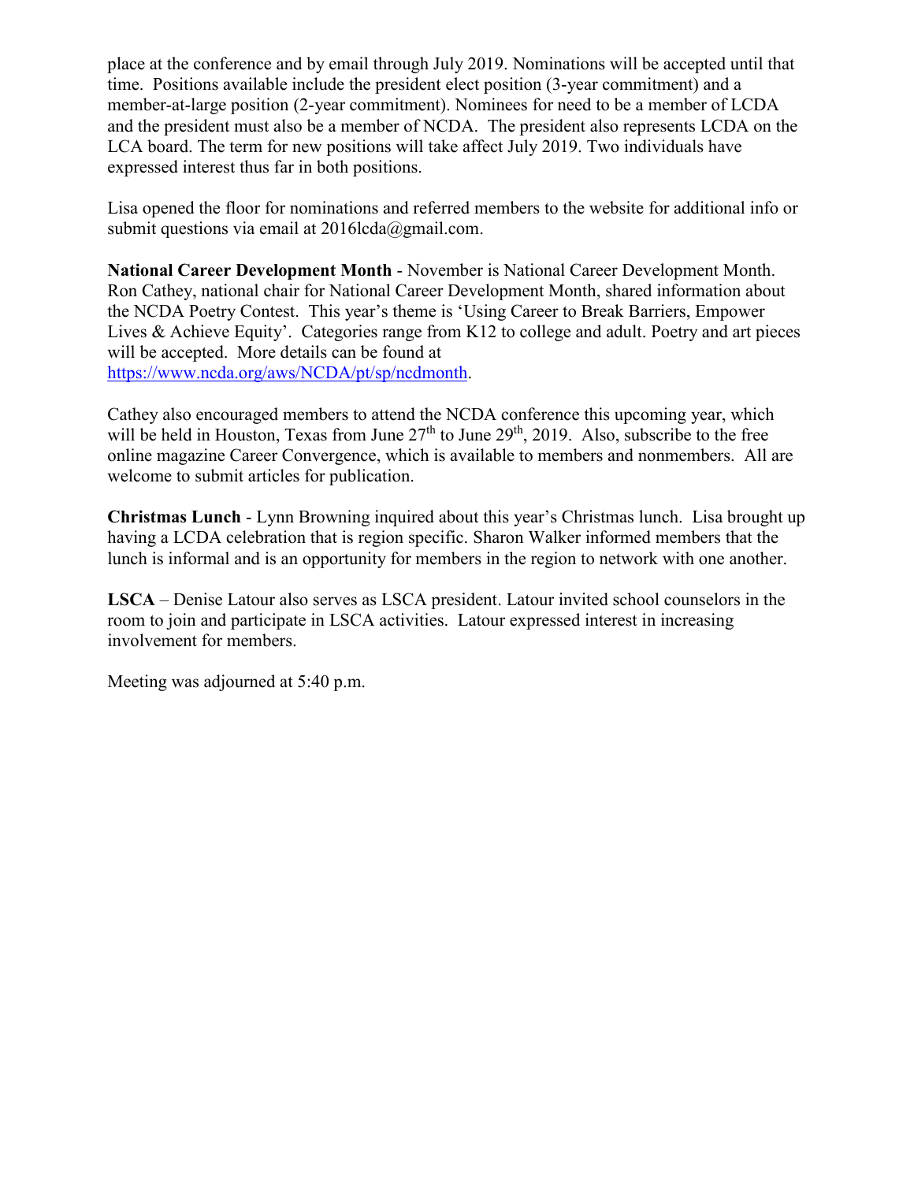place at the conference and by email through July 2019. Nominations will be accepted until that time. Positions available include the president elect position (3-year commitment) and a member-at-large position (2-year commitment). Nominees for need to be a member of LCDA and the president must also be a member of NCDA. The president also represents LCDA on the LCA board. The term for new positions will take affect July 2019. Two individuals have expressed interest thus far in both positions.

Lisa opened the floor for nominations and referred members to the website for additional info or submit questions via email at 2016lcda@gmail.com.

**National Career Development Month** - November is National Career Development Month. Ron Cathey, national chair for National Career Development Month, shared information about the NCDA Poetry Contest. This year's theme is 'Using Career to Break Barriers, Empower Lives & Achieve Equity'. Categories range from K12 to college and adult. Poetry and art pieces will be accepted. More details can be found at https://www.ncda.org/aws/NCDA/pt/sp/ncdmonth.

Cathey also encouraged members to attend the NCDA conference this upcoming year, which will be held in Houston, Texas from June 27th to June 29th, 2019. Also, subscribe to the free online magazine Career Convergence, which is available to members and nonmembers. All are welcome to submit articles for publication.

**Christmas Lunch** - Lynn Browning inquired about this year's Christmas lunch. Lisa brought up having a LCDA celebration that is region specific. Sharon Walker informed members that the lunch is informal and is an opportunity for members in the region to network with one another.

**LSCA** – Denise Latour also serves as LSCA president. Latour invited school counselors in the room to join and participate in LSCA activities. Latour expressed interest in increasing involvement for members.

Meeting was adjourned at 5:40 p.m.